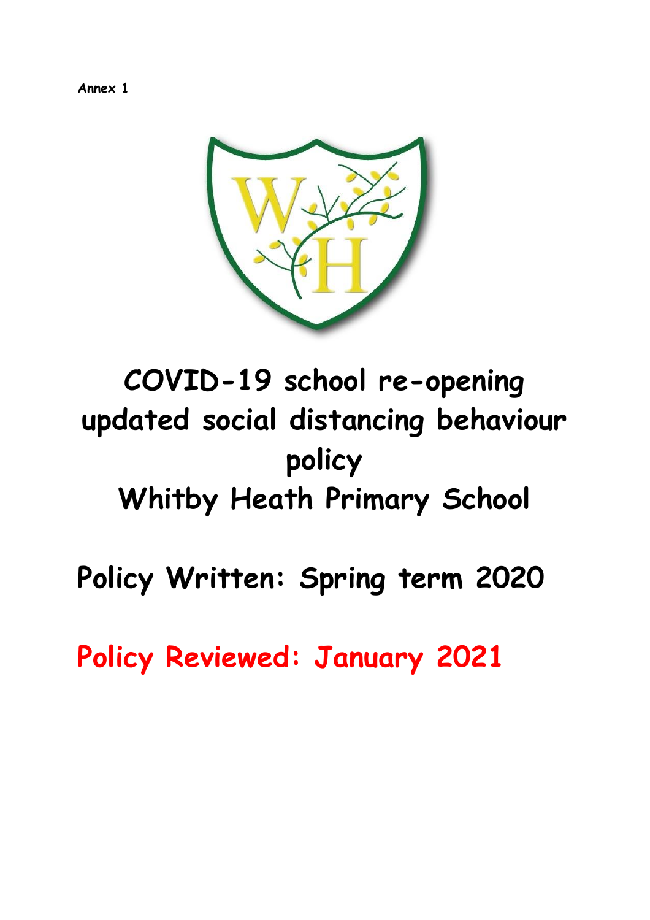**Annex 1**

# COVID-19 school re-opening updated social distancing behaviour policy

# Whitby Heath Primary School

## Policy Written: Spring term 2020

## Policy Reviewed: January 2021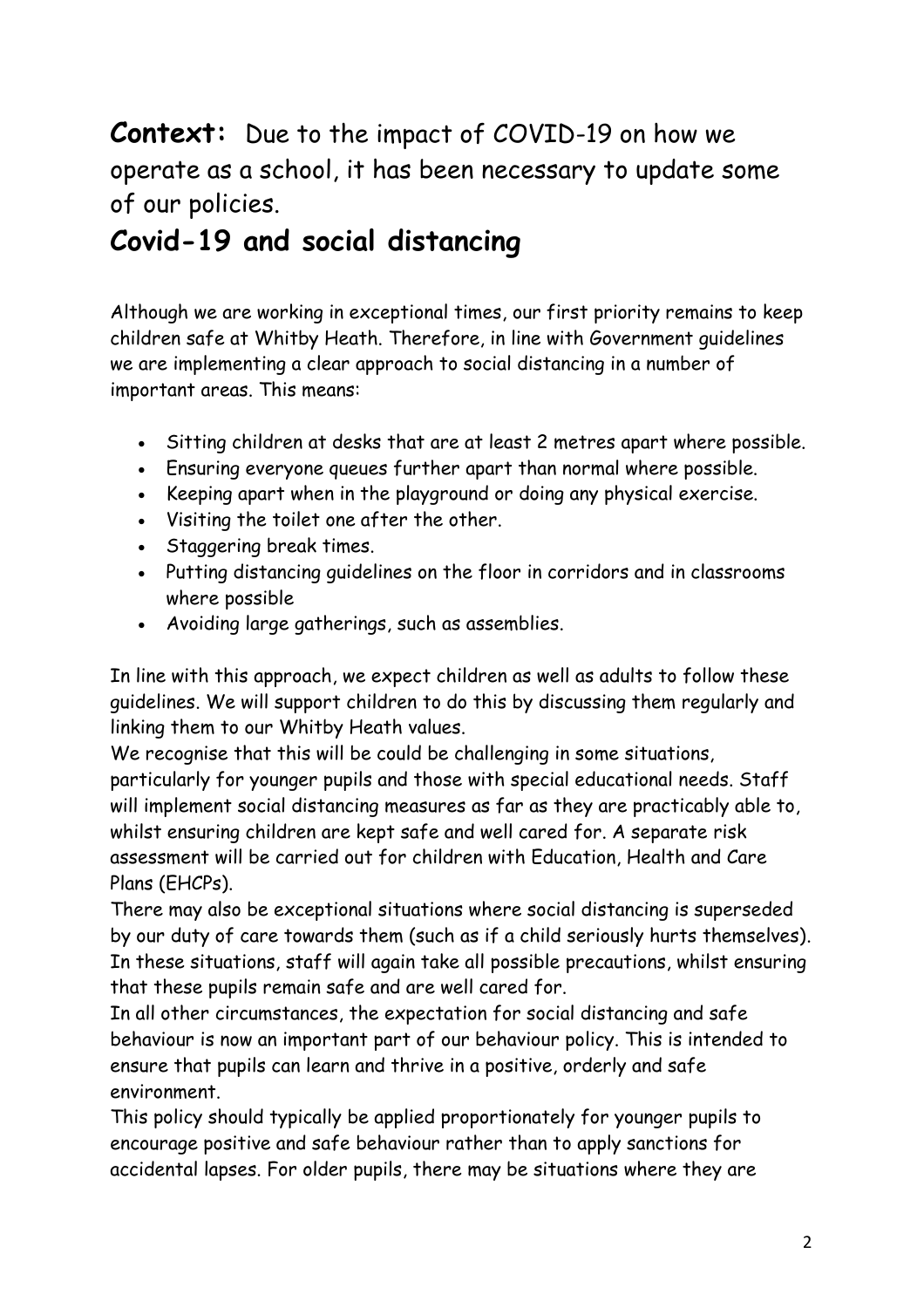**Context:** Due to the impact of COVID-19 on how we operate as a school, it has been necessary to update some of our policies.

## Covid-19 and social distancing

Although we are working in exceptional times, our first priority remains to keep children safe at Whitby Heath. Therefore, in line with Government guidelines we are implementing a clear approach to social distancing in a number of important areas. This means:

- Sitting children at desks that are at least 2 metres apart where possible.
- Ensuring everyone queues further apart than normal where possible.
- Keeping apart when in the playground or doing any physical exercise.
- Visiting the toilet one after the other.
- Staggering break times.
- Putting distancing guidelines on the floor in corridors and in classrooms where possible
- Avoiding large gatherings, such as assemblies.

In line with this approach, we expect children as well as adults to follow these guidelines. We will support children to do this by discussing them regularly and linking them to our Whitby Heath values.

We recognise that this will be could be challenging in some situations, particularly for younger pupils and those with special educational needs. Staff will implement social distancing measures as far as they are practicably able to, whilst ensuring children are kept safe and well cared for. A separate risk assessment will be carried out for children with Education, Health and Care Plans (EHCPs).

There may also be exceptional situations where social distancing is superseded by our duty of care towards them (such as if a child seriously hurts themselves). In these situations, staff will again take all possible precautions, whilst ensuring that these pupils remain safe and are well cared for.

In all other circumstances, the expectation for social distancing and safe behaviour is now an important part of our behaviour policy. This is intended to ensure that pupils can learn and thrive in a positive, orderly and safe environment.

This policy should typically be applied proportionately for younger pupils to encourage positive and safe behaviour rather than to apply sanctions for accidental lapses. For older pupils, there may be situations where they are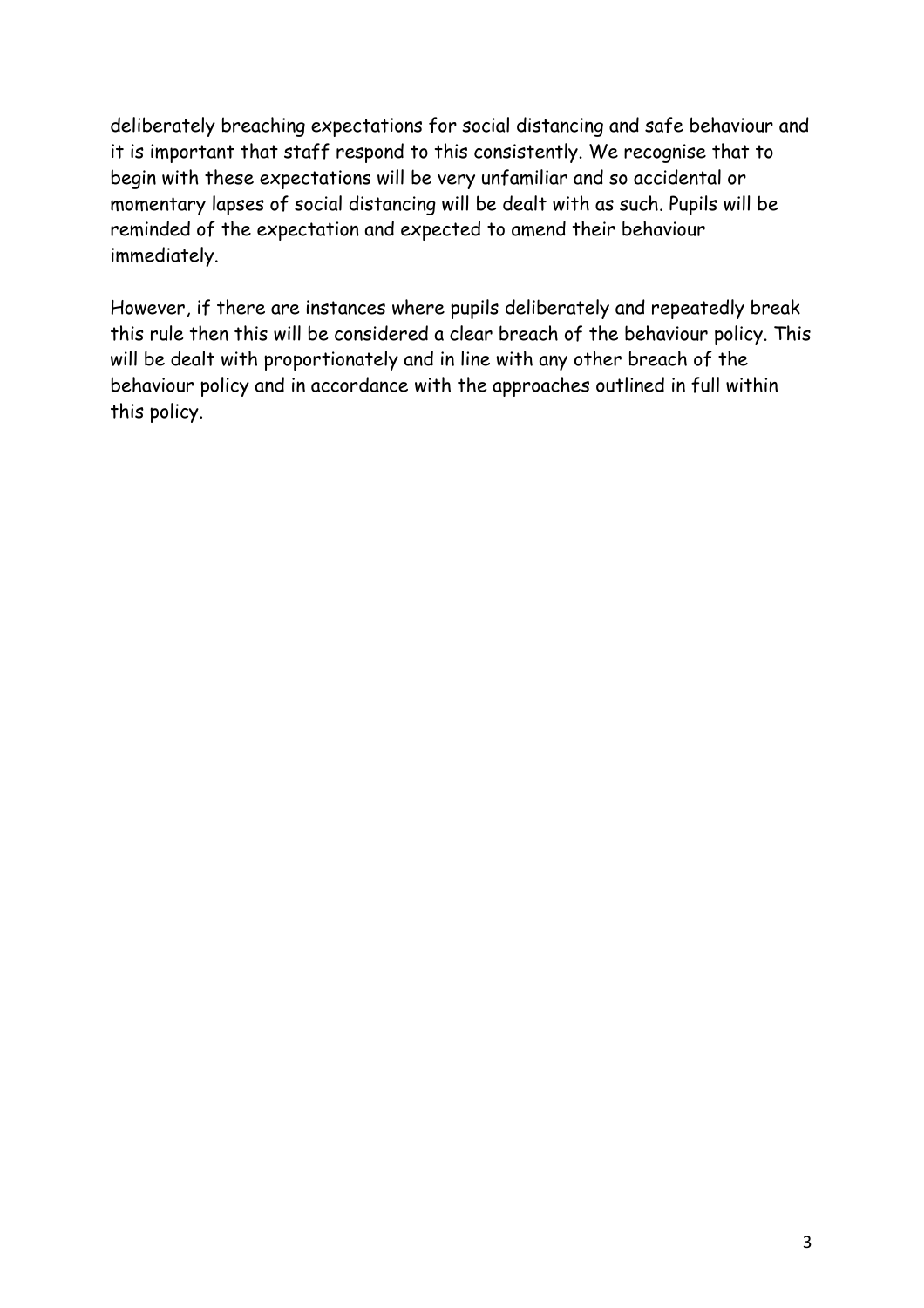deliberately breaching expectations for social distancing and safe behaviour and it is important that staff respond to this consistently. We recognise that to begin with these expectations will be very unfamiliar and so accidental or momentary lapses of social distancing will be dealt with as such. Pupils will be reminded of the expectation and expected to amend their behaviour immediately.

However, if there are instances where pupils deliberately and repeatedly break this rule then this will be considered a clear breach of the behaviour policy. This will be dealt with proportionately and in line with any other breach of the behaviour policy and in accordance with the approaches outlined in full within this policy.